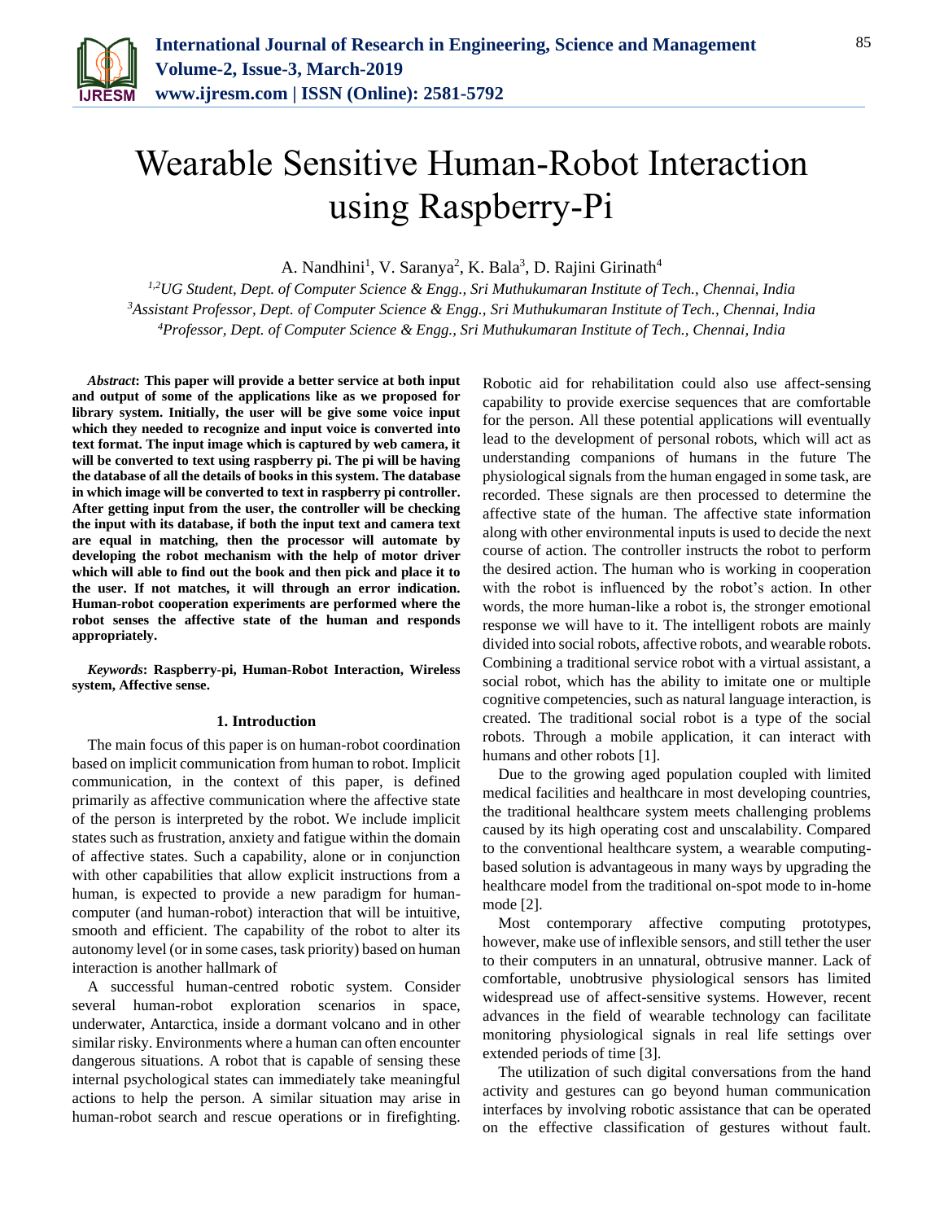# Wearable Sensitive Human-Robot Interaction using Raspberry-Pi

A. Nandhini[1], V. Saranya[2], K. Bala[3], D. Rajini Girinath[4]

*[1,2]UG Student, Dept. of Computer Science & Engg., Sri Muthukumaran Institute of Tech., Chennai, India*
*[3]Assistant Professor, Dept. of Computer Science & Engg., Sri Muthukumaran Institute of Tech., Chennai, India*
*[4]Professor, Dept. of Computer Science & Engg., Sri Muthukumaran Institute of Tech., Chennai, India*

***Abstract*: This paper will provide a better service at both input and output of some of the applications like as we proposed for library system. Initially, the user will be give some voice input which they needed to recognize and input voice is converted into text format. The input image which is captured by web camera, it will be converted to text using raspberry pi. The pi will be having the database of all the details of books in this system. The database in which image will be converted to text in raspberry pi controller. After getting input from the user, the controller will be checking the input with its database, if both the input text and camera text are equal in matching, then the processor will automate by developing the robot mechanism with the help of motor driver which will able to find out the book and then pick and place it to the user. If not matches, it will through an error indication. Human-robot cooperation experiments are performed where the robot senses the affective state of the human and responds appropriately.**

***Keywords*: Raspberry-pi, Human-Robot Interaction, Wireless system, Affective sense.**

## 1. Introduction

The main focus of this paper is on human-robot coordination based on implicit communication from human to robot. Implicit communication, in the context of this paper, is defined primarily as affective communication where the affective state of the person is interpreted by the robot. We include implicit states such as frustration, anxiety and fatigue within the domain of affective states. Such a capability, alone or in conjunction with other capabilities that allow explicit instructions from a human, is expected to provide a new paradigm for human-computer (and human-robot) interaction that will be intuitive, smooth and efficient. The capability of the robot to alter its autonomy level (or in some cases, task priority) based on human interaction is another hallmark of

A successful human-centred robotic system. Consider several human-robot exploration scenarios in space, underwater, Antarctica, inside a dormant volcano and in other similar risky. Environments where a human can often encounter dangerous situations. A robot that is capable of sensing these internal psychological states can immediately take meaningful actions to help the person. A similar situation may arise in human-robot search and rescue operations or in firefighting. Robotic aid for rehabilitation could also use affect-sensing capability to provide exercise sequences that are comfortable for the person. All these potential applications will eventually lead to the development of personal robots, which will act as understanding companions of humans in the future The physiological signals from the human engaged in some task, are recorded. These signals are then processed to determine the affective state of the human. The affective state information along with other environmental inputs is used to decide the next course of action. The controller instructs the robot to perform the desired action. The human who is working in cooperation with the robot is influenced by the robot's action. In other words, the more human-like a robot is, the stronger emotional response we will have to it. The intelligent robots are mainly divided into social robots, affective robots, and wearable robots. Combining a traditional service robot with a virtual assistant, a social robot, which has the ability to imitate one or multiple cognitive competencies, such as natural language interaction, is created. The traditional social robot is a type of the social robots. Through a mobile application, it can interact with humans and other robots [1].

Due to the growing aged population coupled with limited medical facilities and healthcare in most developing countries, the traditional healthcare system meets challenging problems caused by its high operating cost and unscalability. Compared to the conventional healthcare system, a wearable computing-based solution is advantageous in many ways by upgrading the healthcare model from the traditional on-spot mode to in-home mode [2].

Most contemporary affective computing prototypes, however, make use of inflexible sensors, and still tether the user to their computers in an unnatural, obtrusive manner. Lack of comfortable, unobtrusive physiological sensors has limited widespread use of affect-sensitive systems. However, recent advances in the field of wearable technology can facilitate monitoring physiological signals in real life settings over extended periods of time [3].

The utilization of such digital conversations from the hand activity and gestures can go beyond human communication interfaces by involving robotic assistance that can be operated on the effective classification of gestures without fault.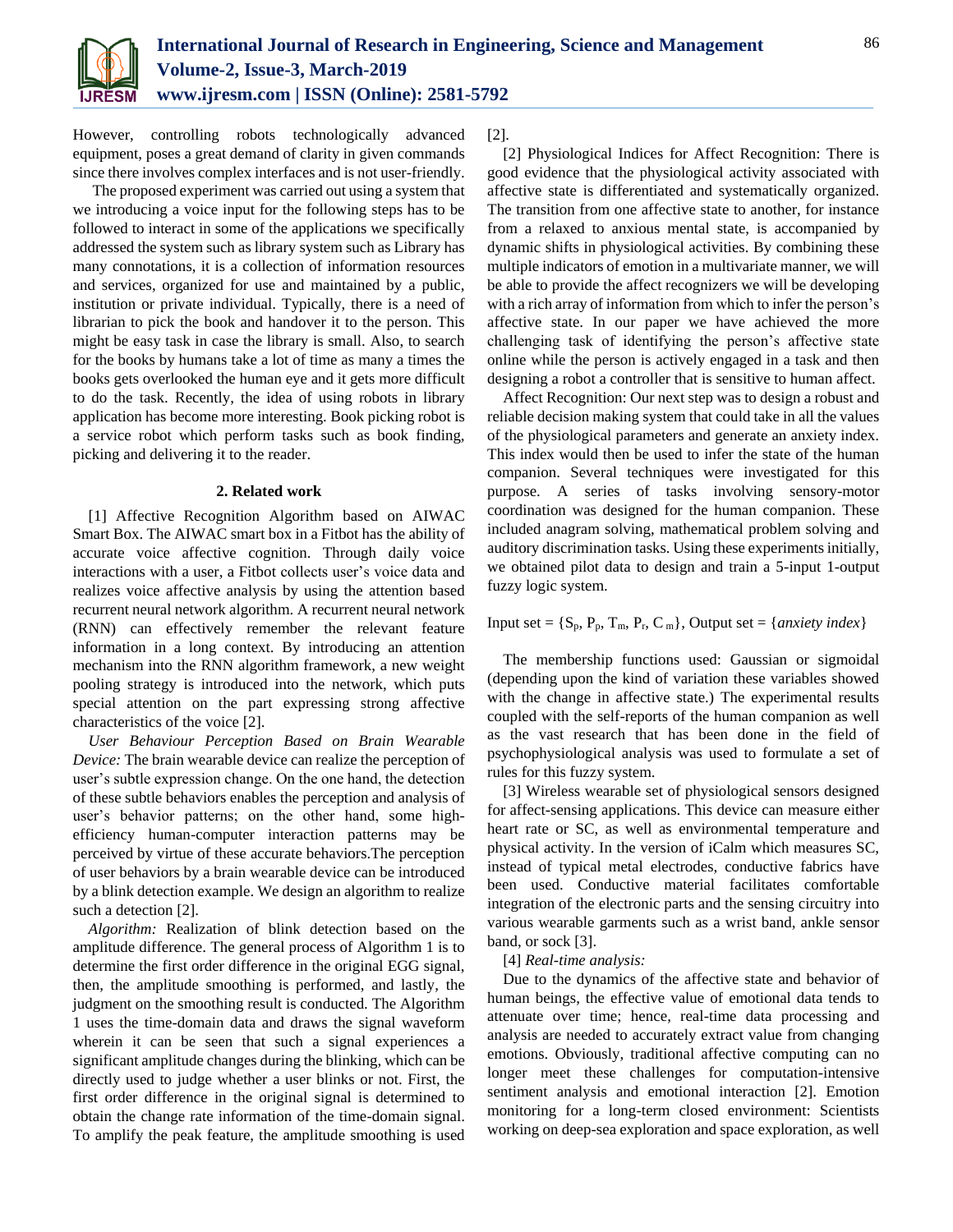However, controlling robots technologically advanced equipment, poses a great demand of clarity in given commands since there involves complex interfaces and is not user-friendly.

The proposed experiment was carried out using a system that we introducing a voice input for the following steps has to be followed to interact in some of the applications we specifically addressed the system such as library system such as Library has many connotations, it is a collection of information resources and services, organized for use and maintained by a public, institution or private individual. Typically, there is a need of librarian to pick the book and handover it to the person. This might be easy task in case the library is small. Also, to search for the books by humans take a lot of time as many a times the books gets overlooked the human eye and it gets more difficult to do the task. Recently, the idea of using robots in library application has become more interesting. Book picking robot is a service robot which perform tasks such as book finding, picking and delivering it to the reader.

## 2. Related work

[1] Affective Recognition Algorithm based on AIWAC Smart Box. The AIWAC smart box in a Fitbot has the ability of accurate voice affective cognition. Through daily voice interactions with a user, a Fitbot collects user's voice data and realizes voice affective analysis by using the attention based recurrent neural network algorithm. A recurrent neural network (RNN) can effectively remember the relevant feature information in a long context. By introducing an attention mechanism into the RNN algorithm framework, a new weight pooling strategy is introduced into the network, which puts special attention on the part expressing strong affective characteristics of the voice [2].

*User Behaviour Perception Based on Brain Wearable Device:* The brain wearable device can realize the perception of user's subtle expression change. On the one hand, the detection of these subtle behaviors enables the perception and analysis of user's behavior patterns; on the other hand, some high-efficiency human-computer interaction patterns may be perceived by virtue of these accurate behaviors.The perception of user behaviors by a brain wearable device can be introduced by a blink detection example. We design an algorithm to realize such a detection [2].

*Algorithm:* Realization of blink detection based on the amplitude difference. The general process of Algorithm 1 is to determine the first order difference in the original EGG signal, then, the amplitude smoothing is performed, and lastly, the judgment on the smoothing result is conducted. The Algorithm 1 uses the time-domain data and draws the signal waveform wherein it can be seen that such a signal experiences a significant amplitude changes during the blinking, which can be directly used to judge whether a user blinks or not. First, the first order difference in the original signal is determined to obtain the change rate information of the time-domain signal. To amplify the peak feature, the amplitude smoothing is used [2].

[2] Physiological Indices for Affect Recognition: There is good evidence that the physiological activity associated with affective state is differentiated and systematically organized. The transition from one affective state to another, for instance from a relaxed to anxious mental state, is accompanied by dynamic shifts in physiological activities. By combining these multiple indicators of emotion in a multivariate manner, we will be able to provide the affect recognizers we will be developing with a rich array of information from which to infer the person's affective state. In our paper we have achieved the more challenging task of identifying the person's affective state online while the person is actively engaged in a task and then designing a robot a controller that is sensitive to human affect.

Affect Recognition: Our next step was to design a robust and reliable decision making system that could take in all the values of the physiological parameters and generate an anxiety index. This index would then be used to infer the state of the human companion. Several techniques were investigated for this purpose. A series of tasks involving sensory-motor coordination was designed for the human companion. These included anagram solving, mathematical problem solving and auditory discrimination tasks. Using these experiments initially, we obtained pilot data to design and train a 5-input 1-output fuzzy logic system.

Input set = $\{S_p, P_p, T_m, P_r, C_m\}$, Output set = {*anxiety index*}

The membership functions used: Gaussian or sigmoidal (depending upon the kind of variation these variables showed with the change in affective state.) The experimental results coupled with the self-reports of the human companion as well as the vast research that has been done in the field of psychophysiological analysis was used to formulate a set of rules for this fuzzy system.

[3] Wireless wearable set of physiological sensors designed for affect-sensing applications. This device can measure either heart rate or SC, as well as environmental temperature and physical activity. In the version of iCalm which measures SC, instead of typical metal electrodes, conductive fabrics have been used. Conductive material facilitates comfortable integration of the electronic parts and the sensing circuitry into various wearable garments such as a wrist band, ankle sensor band, or sock [3].

[4] *Real-time analysis:*

Due to the dynamics of the affective state and behavior of human beings, the effective value of emotional data tends to attenuate over time; hence, real-time data processing and analysis are needed to accurately extract value from changing emotions. Obviously, traditional affective computing can no longer meet these challenges for computation-intensive sentiment analysis and emotional interaction [2]. Emotion monitoring for a long-term closed environment: Scientists working on deep-sea exploration and space exploration, as well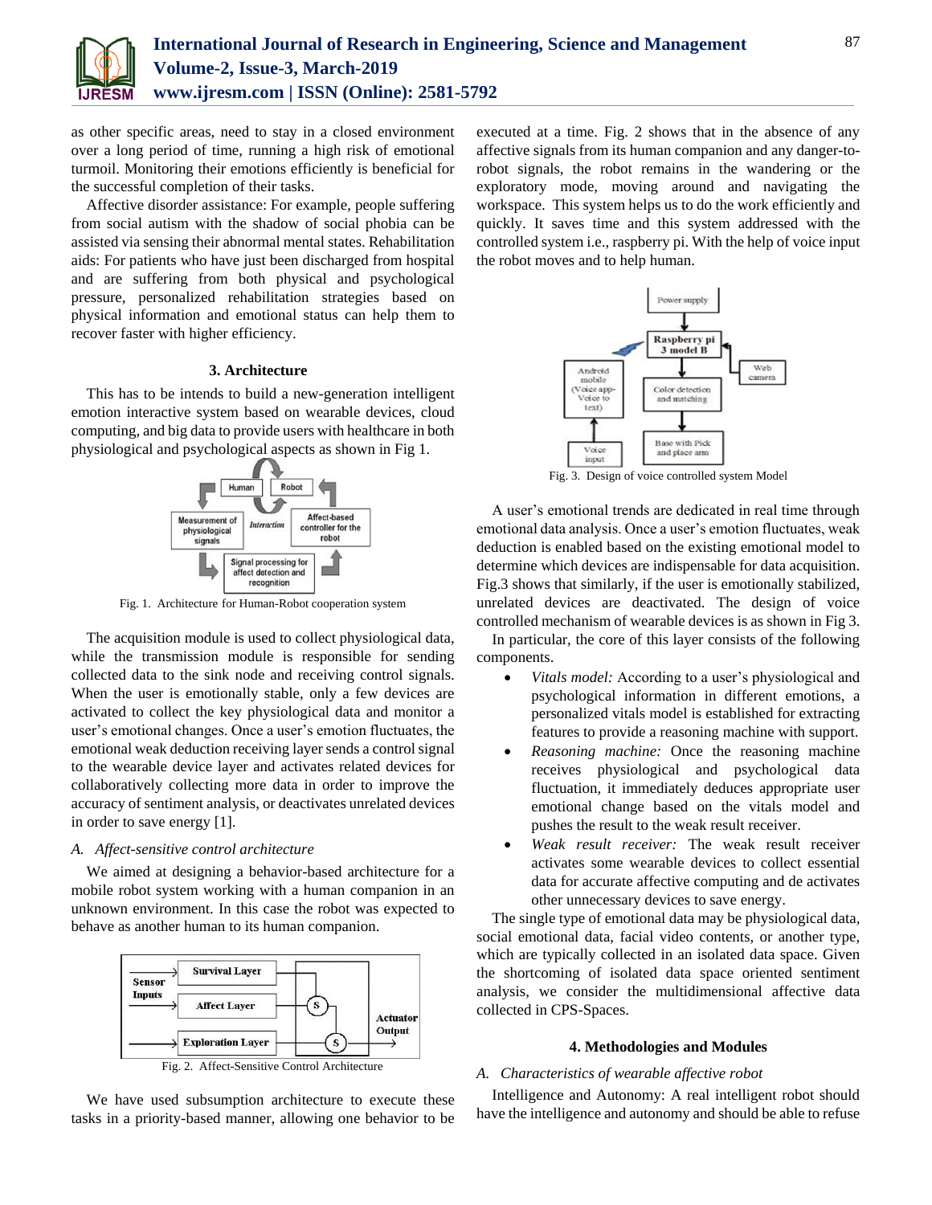as other specific areas, need to stay in a closed environment over a long period of time, running a high risk of emotional turmoil. Monitoring their emotions efficiently is beneficial for the successful completion of their tasks.

Affective disorder assistance: For example, people suffering from social autism with the shadow of social phobia can be assisted via sensing their abnormal mental states. Rehabilitation aids: For patients who have just been discharged from hospital and are suffering from both physical and psychological pressure, personalized rehabilitation strategies based on physical information and emotional status can help them to recover faster with higher efficiency.

## 3. Architecture

This has to be intends to build a new-generation intelligent emotion interactive system based on wearable devices, cloud computing, and big data to provide users with healthcare in both physiological and psychological aspects as shown in Fig 1.

Fig. 1. Architecture for Human-Robot cooperation system

The acquisition module is used to collect physiological data, while the transmission module is responsible for sending collected data to the sink node and receiving control signals. When the user is emotionally stable, only a few devices are activated to collect the key physiological data and monitor a user's emotional changes. Once a user's emotion fluctuates, the emotional weak deduction receiving layer sends a control signal to the wearable device layer and activates related devices for collaboratively collecting more data in order to improve the accuracy of sentiment analysis, or deactivates unrelated devices in order to save energy [1].

### A. Affect-sensitive control architecture

We aimed at designing a behavior-based architecture for a mobile robot system working with a human companion in an unknown environment. In this case the robot was expected to behave as another human to its human companion.

Fig. 2. Affect-Sensitive Control Architecture

We have used subsumption architecture to execute these tasks in a priority-based manner, allowing one behavior to be executed at a time. Fig. 2 shows that in the absence of any affective signals from its human companion and any danger-to-robot signals, the robot remains in the wandering or the exploratory mode, moving around and navigating the workspace. This system helps us to do the work efficiently and quickly. It saves time and this system addressed with the controlled system i.e., raspberry pi. With the help of voice input the robot moves and to help human.

Fig. 3. Design of voice controlled system Model

A user's emotional trends are dedicated in real time through emotional data analysis. Once a user's emotion fluctuates, weak deduction is enabled based on the existing emotional model to determine which devices are indispensable for data acquisition. Fig.3 shows that similarly, if the user is emotionally stabilized, unrelated devices are deactivated. The design of voice controlled mechanism of wearable devices is as shown in Fig 3.

In particular, the core of this layer consists of the following components.

- *Vitals model:* According to a user's physiological and psychological information in different emotions, a personalized vitals model is established for extracting features to provide a reasoning machine with support.
- *Reasoning machine:* Once the reasoning machine receives physiological and psychological data fluctuation, it immediately deduces appropriate user emotional change based on the vitals model and pushes the result to the weak result receiver.
- *Weak result receiver:* The weak result receiver activates some wearable devices to collect essential data for accurate affective computing and de activates other unnecessary devices to save energy.

The single type of emotional data may be physiological data, social emotional data, facial video contents, or another type, which are typically collected in an isolated data space. Given the shortcoming of isolated data space oriented sentiment analysis, we consider the multidimensional affective data collected in CPS-Spaces.

## 4. Methodologies and Modules

### A. Characteristics of wearable affective robot

Intelligence and Autonomy: A real intelligent robot should have the intelligence and autonomy and should be able to refuse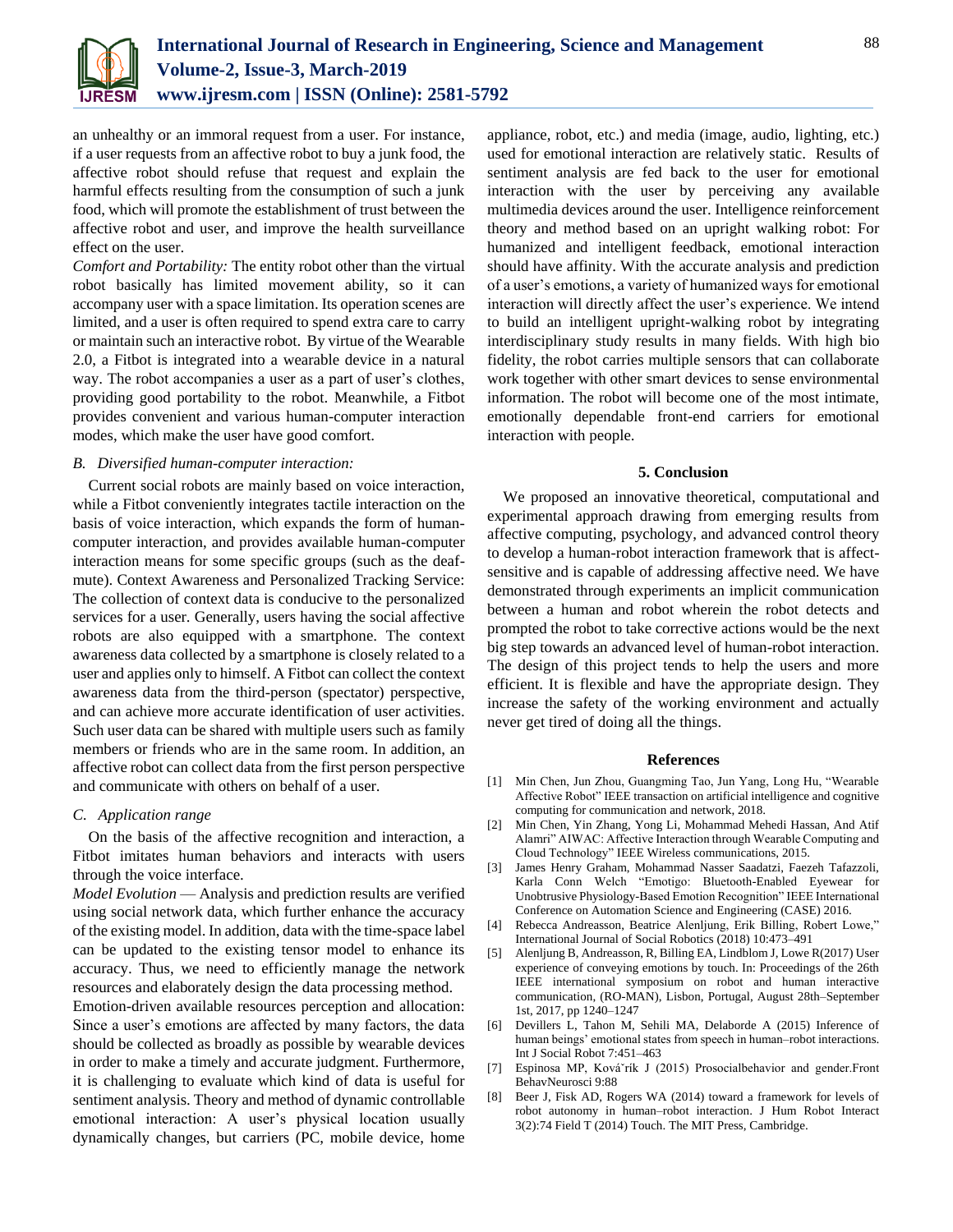an unhealthy or an immoral request from a user. For instance, if a user requests from an affective robot to buy a junk food, the affective robot should refuse that request and explain the harmful effects resulting from the consumption of such a junk food, which will promote the establishment of trust between the affective robot and user, and improve the health surveillance effect on the user.

*Comfort and Portability:* The entity robot other than the virtual robot basically has limited movement ability, so it can accompany user with a space limitation. Its operation scenes are limited, and a user is often required to spend extra care to carry or maintain such an interactive robot. By virtue of the Wearable 2.0, a Fitbot is integrated into a wearable device in a natural way. The robot accompanies a user as a part of user's clothes, providing good portability to the robot. Meanwhile, a Fitbot provides convenient and various human-computer interaction modes, which make the user have good comfort.

### *B. Diversified human-computer interaction:*

Current social robots are mainly based on voice interaction, while a Fitbot conveniently integrates tactile interaction on the basis of voice interaction, which expands the form of human-computer interaction, and provides available human-computer interaction means for some specific groups (such as the deaf-mute). Context Awareness and Personalized Tracking Service: The collection of context data is conducive to the personalized services for a user. Generally, users having the social affective robots are also equipped with a smartphone. The context awareness data collected by a smartphone is closely related to a user and applies only to himself. A Fitbot can collect the context awareness data from the third-person (spectator) perspective, and can achieve more accurate identification of user activities. Such user data can be shared with multiple users such as family members or friends who are in the same room. In addition, an affective robot can collect data from the first person perspective and communicate with others on behalf of a user.

### *C. Application range*

On the basis of the affective recognition and interaction, a Fitbot imitates human behaviors and interacts with users through the voice interface.

*Model Evolution* — Analysis and prediction results are verified using social network data, which further enhance the accuracy of the existing model. In addition, data with the time-space label can be updated to the existing tensor model to enhance its accuracy. Thus, we need to efficiently manage the network resources and elaborately design the data processing method.

Emotion-driven available resources perception and allocation: Since a user's emotions are affected by many factors, the data should be collected as broadly as possible by wearable devices in order to make a timely and accurate judgment. Furthermore, it is challenging to evaluate which kind of data is useful for sentiment analysis. Theory and method of dynamic controllable emotional interaction: A user's physical location usually dynamically changes, but carriers (PC, mobile device, home appliance, robot, etc.) and media (image, audio, lighting, etc.) used for emotional interaction are relatively static. Results of sentiment analysis are fed back to the user for emotional interaction with the user by perceiving any available multimedia devices around the user. Intelligence reinforcement theory and method based on an upright walking robot: For humanized and intelligent feedback, emotional interaction should have affinity. With the accurate analysis and prediction of a user's emotions, a variety of humanized ways for emotional interaction will directly affect the user's experience. We intend to build an intelligent upright-walking robot by integrating interdisciplinary study results in many fields. With high bio fidelity, the robot carries multiple sensors that can collaborate work together with other smart devices to sense environmental information. The robot will become one of the most intimate, emotionally dependable front-end carriers for emotional interaction with people.

## 5. Conclusion

We proposed an innovative theoretical, computational and experimental approach drawing from emerging results from affective computing, psychology, and advanced control theory to develop a human-robot interaction framework that is affect-sensitive and is capable of addressing affective need. We have demonstrated through experiments an implicit communication between a human and robot wherein the robot detects and prompted the robot to take corrective actions would be the next big step towards an advanced level of human-robot interaction. The design of this project tends to help the users and more efficient. It is flexible and have the appropriate design. They increase the safety of the working environment and actually never get tired of doing all the things.

## References

[1] Min Chen, Jun Zhou, Guangming Tao, Jun Yang, Long Hu, "Wearable Affective Robot" IEEE transaction on artificial intelligence and cognitive computing for communication and network, 2018.

[2] Min Chen, Yin Zhang, Yong Li, Mohammad Mehedi Hassan, And Atif Alamri" AIWAC: Affective Interaction through Wearable Computing and Cloud Technology" IEEE Wireless communications, 2015.

[3] James Henry Graham, Mohammad Nasser Saadatzi, Faezeh Tafazzoli, Karla Conn Welch "Emotigo: Bluetooth-Enabled Eyewear for Unobtrusive Physiology-Based Emotion Recognition" IEEE International Conference on Automation Science and Engineering (CASE) 2016.

[4] Rebecca Andreasson, Beatrice Alenljung, Erik Billing, Robert Lowe," International Journal of Social Robotics (2018) 10:473–491

[5] Alenljung B, Andreasson, R, Billing EA, Lindblom J, Lowe R(2017) User experience of conveying emotions by touch. In: Proceedings of the 26th IEEE international symposium on robot and human interactive communication, (RO-MAN), Lisbon, Portugal, August 28th–September 1st, 2017, pp 1240–1247

[6] Devillers L, Tahon M, Sehili MA, Delaborde A (2015) Inference of human beings' emotional states from speech in human–robot interactions. Int J Social Robot 7:451–463

[7] Espinosa MP, Kováˇrík J (2015) Prosocialbehavior and gender.Front BehavNeurosci 9:88

[8] Beer J, Fisk AD, Rogers WA (2014) toward a framework for levels of robot autonomy in human–robot interaction. J Hum Robot Interact 3(2):74 Field T (2014) Touch. The MIT Press, Cambridge.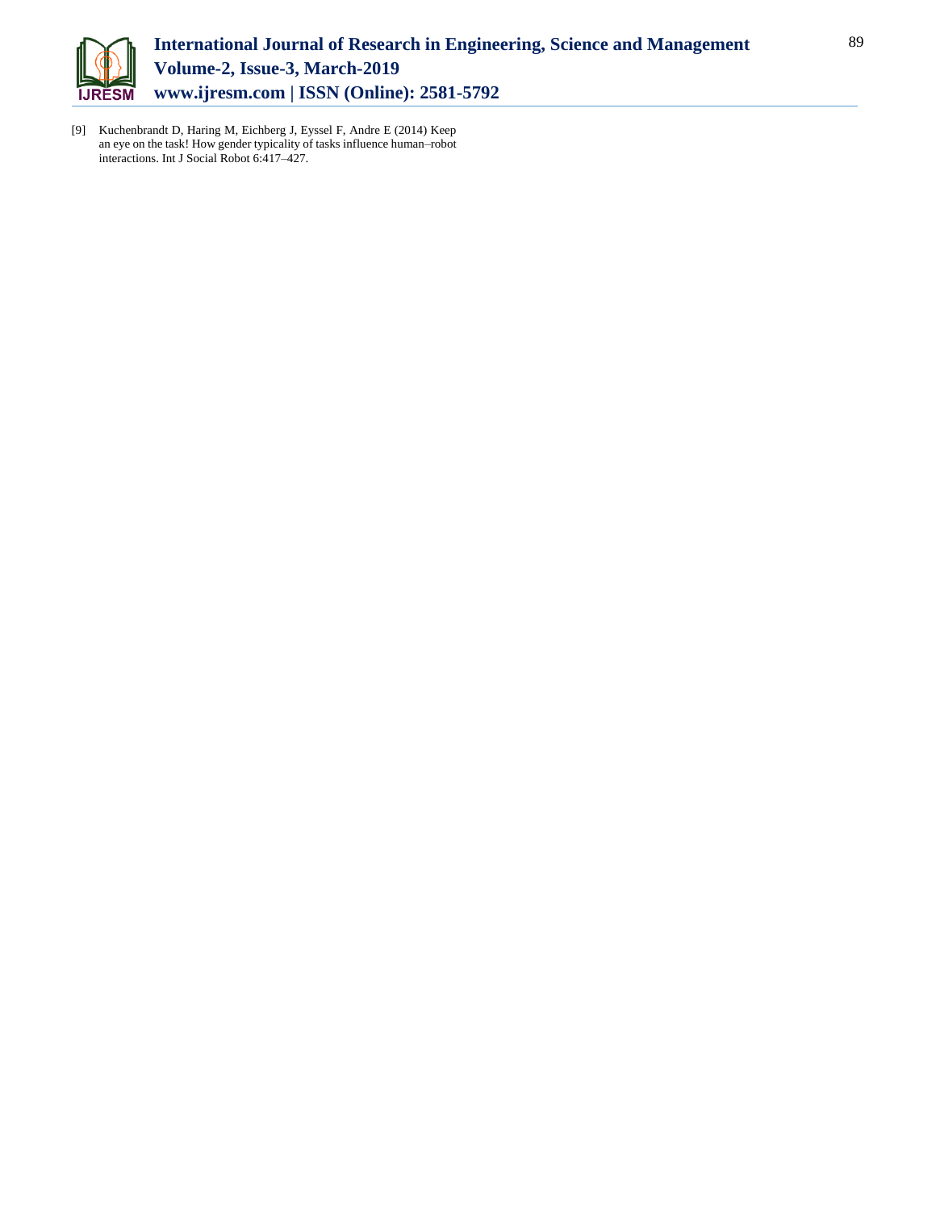[9] Kuchenbrandt D, Haring M, Eichberg J, Eyssel F, Andre E (2014) Keep an eye on the task! How gender typicality of tasks influence human–robot interactions. Int J Social Robot 6:417–427.